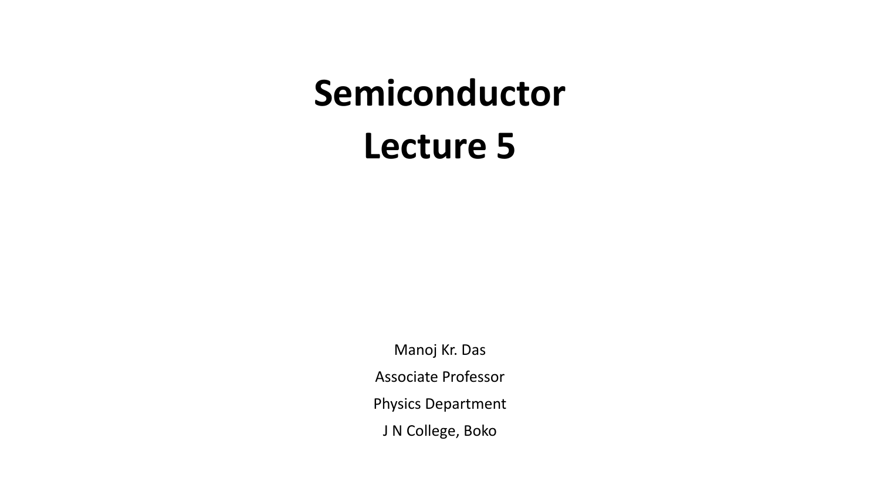# Semiconductor
# Lecture 5

Manoj Kr. Das

Associate Professor

Physics Department

J N College, Boko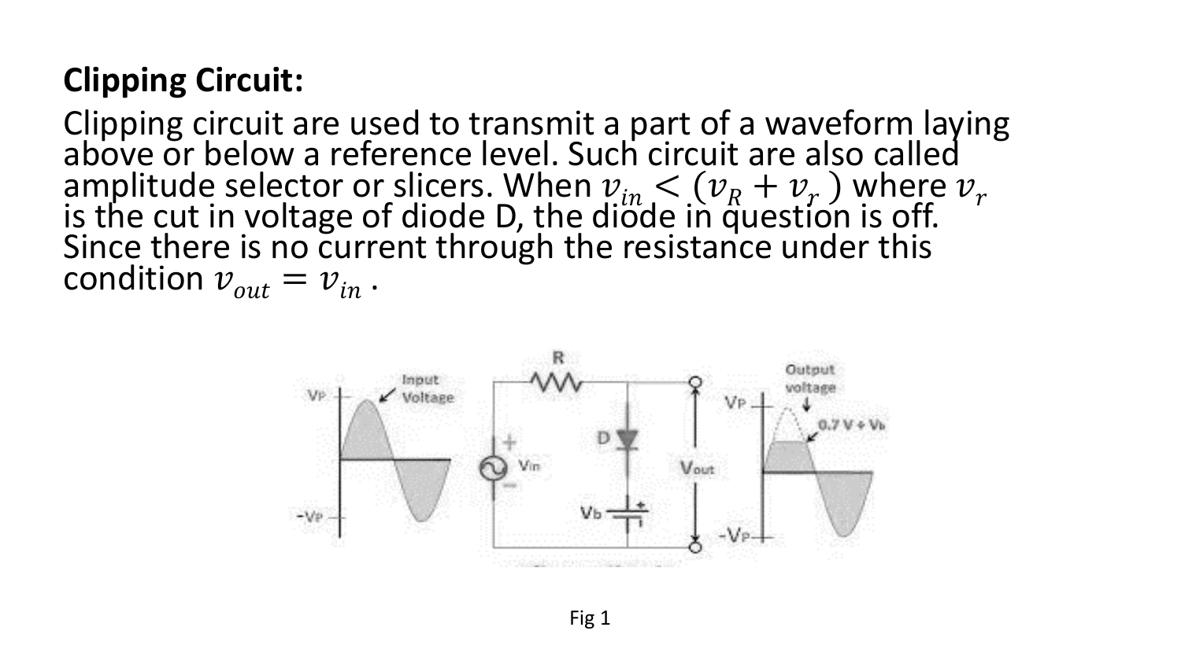**Clipping Circuit:**

Clipping circuit are used to transmit a part of a waveform laying above or below a reference level. Such circuit are also called amplitude selector or slicers. When $v_{in} < (v_R + v_r)$ where $v_r$ is the cut in voltage of diode D, the diode in question is off. Since there is no current through the resistance under this condition $v_{out} = v_{in}$ .

Fig 1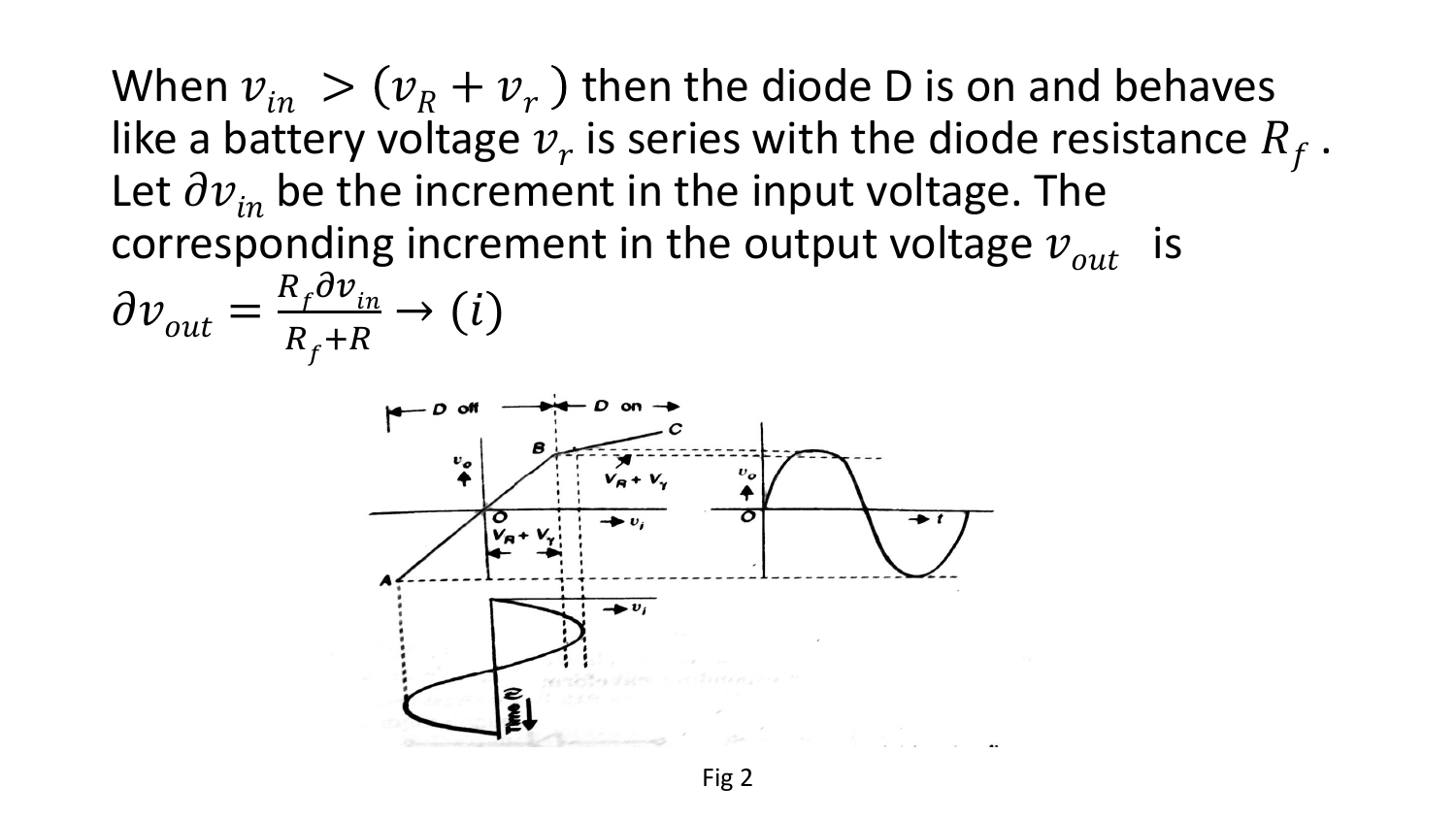When $v_{in} > (v_R + v_r)$ then the diode D is on and behaves like a battery voltage $v_r$ is series with the diode resistance $R_f$. Let $\partial v_{in}$ be the increment in the input voltage. The corresponding increment in the output voltage $v_{out}$ is

$$\partial v_{out} = \frac{R_f \partial v_{in}}{R_f + R} \rightarrow (i)$$

Fig 2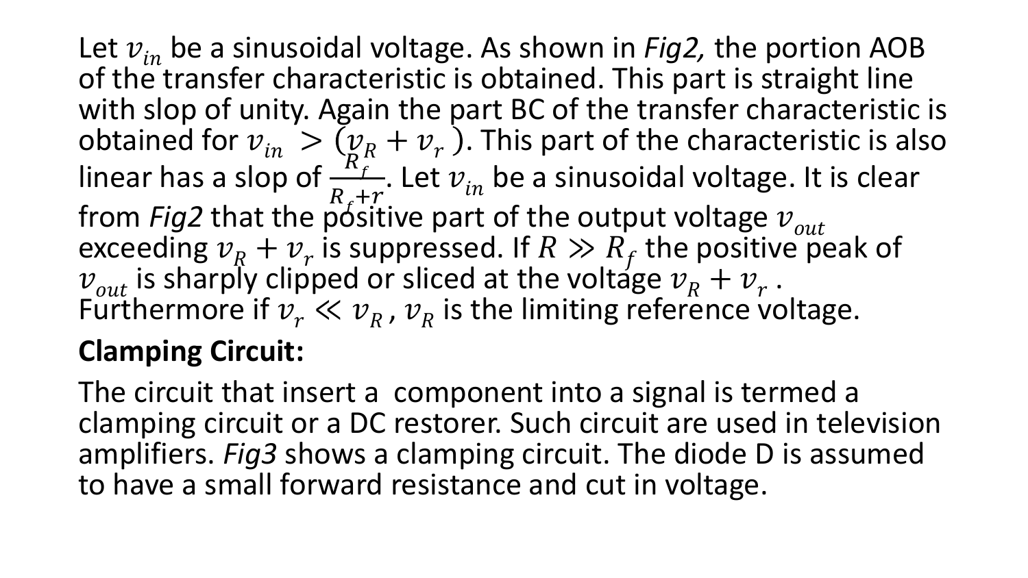Let $v_{in}$ be a sinusoidal voltage. As shown in *Fig2,* the portion AOB of the transfer characteristic is obtained. This part is straight line with slop of unity. Again the part BC of the transfer characteristic is obtained for $v_{in} > (v_R + v_r)$. This part of the characteristic is also linear has a slop of $\frac{R_f}{R_f + r}$. Let $v_{in}$ be a sinusoidal voltage. It is clear from *Fig2* that the positive part of the output voltage $v_{out}$ exceeding $v_R + v_r$ is suppressed. If $R \gg R_f$ the positive peak of $v_{out}$ is sharply clipped or sliced at the voltage $v_R + v_r$. Furthermore if $v_r \ll v_R$, $v_R$ is the limiting reference voltage.

**Clamping Circuit:**

The circuit that insert a component into a signal is termed a clamping circuit or a DC restorer. Such circuit are used in television amplifiers. *Fig3* shows a clamping circuit. The diode D is assumed to have a small forward resistance and cut in voltage.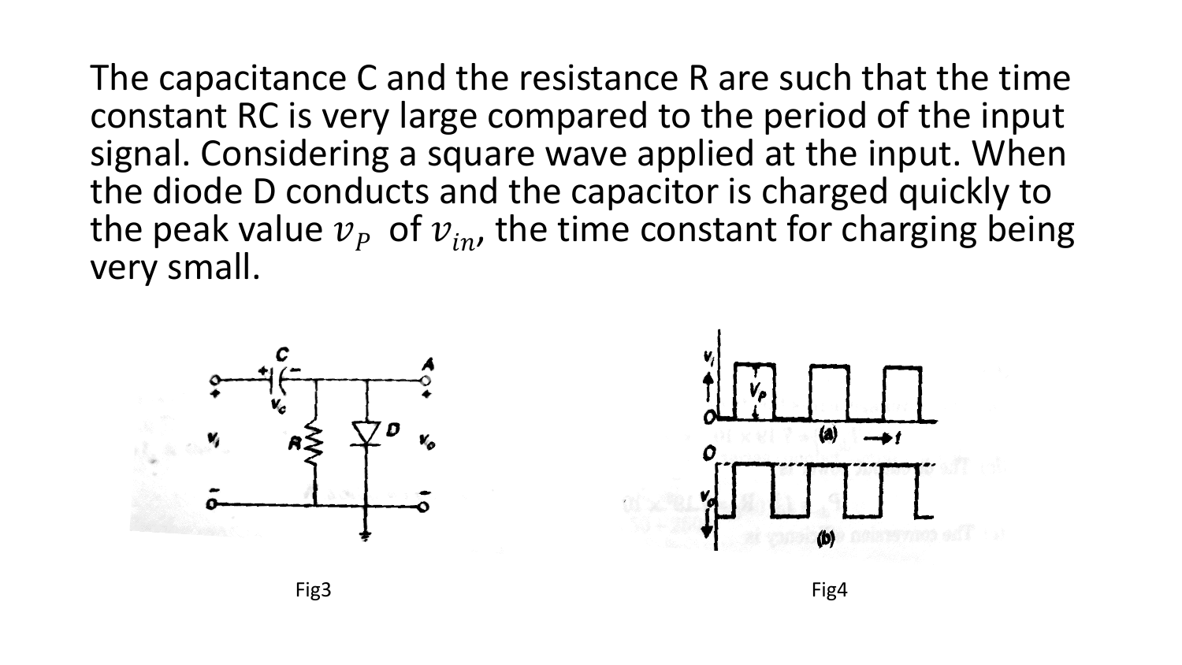The capacitance C and the resistance R are such that the time constant RC is very large compared to the period of the input signal. Considering a square wave applied at the input. When the diode D conducts and the capacitor is charged quickly to the peak value $v_P$ of $v_{in}$, the time constant for charging being very small.

Fig3

Fig4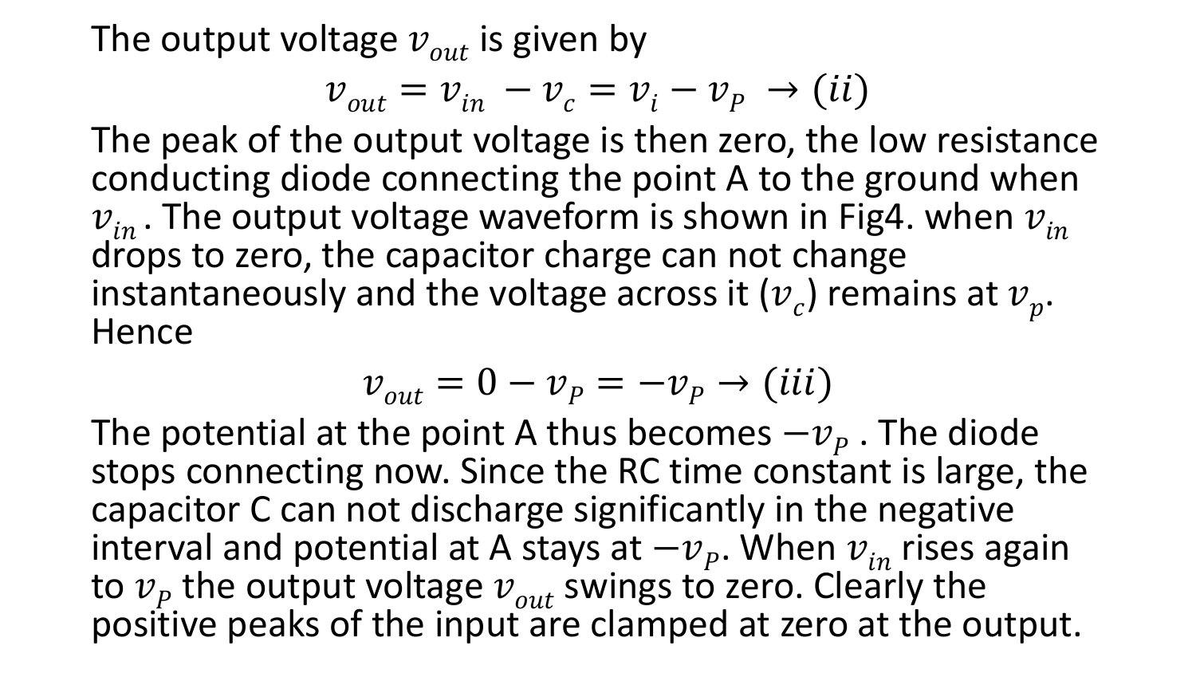The output voltage $v_{out}$ is given by

$$v_{out} = v_{in} - v_c = v_i - v_P \rightarrow (ii)$$

The peak of the output voltage is then zero, the low resistance conducting diode connecting the point A to the ground when $v_{in}$. The output voltage waveform is shown in Fig4. when $v_{in}$ drops to zero, the capacitor charge can not change instantaneously and the voltage across it ($v_c$) remains at $v_p$. Hence

$$v_{out} = 0 - v_P = -v_P \rightarrow (iii)$$

The potential at the point A thus becomes $-v_P$ . The diode stops connecting now. Since the RC time constant is large, the capacitor C can not discharge significantly in the negative interval and potential at A stays at $-v_P$. When $v_{in}$ rises again to $v_P$ the output voltage $v_{out}$ swings to zero. Clearly the positive peaks of the input are clamped at zero at the output.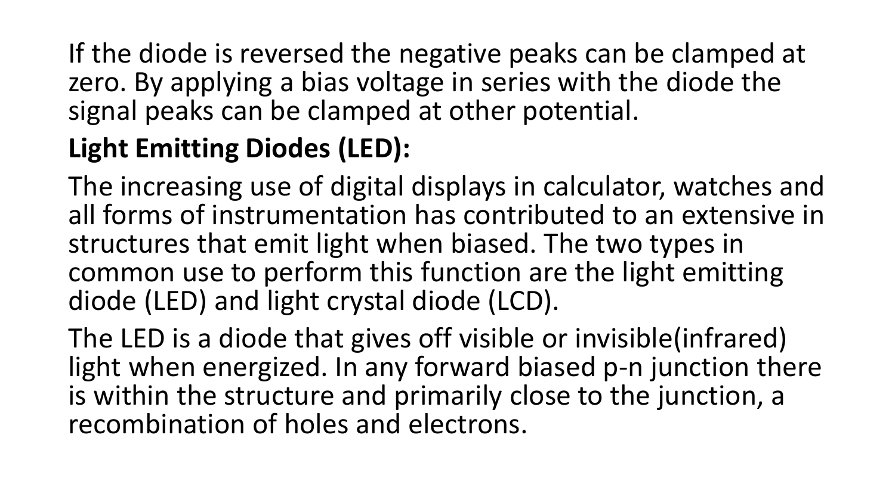If the diode is reversed the negative peaks can be clamped at zero. By applying a bias voltage in series with the diode the signal peaks can be clamped at other potential.

**Light Emitting Diodes (LED):**

The increasing use of digital displays in calculator, watches and all forms of instrumentation has contributed to an extensive in structures that emit light when biased. The two types in common use to perform this function are the light emitting diode (LED) and light crystal diode (LCD).

The LED is a diode that gives off visible or invisible(infrared) light when energized. In any forward biased p-n junction there is within the structure and primarily close to the junction, a recombination of holes and electrons.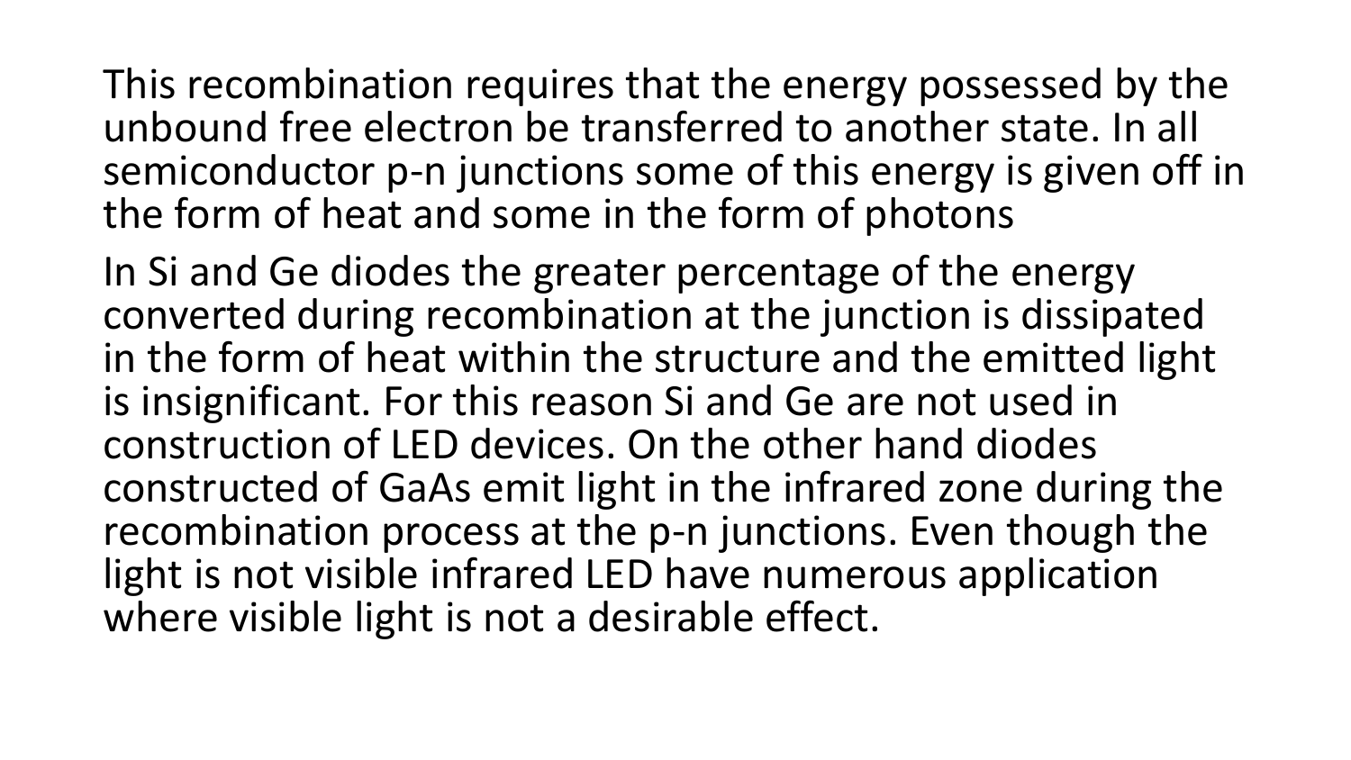This recombination requires that the energy possessed by the unbound free electron be transferred to another state. In all semiconductor p-n junctions some of this energy is given off in the form of heat and some in the form of photons

In Si and Ge diodes the greater percentage of the energy converted during recombination at the junction is dissipated in the form of heat within the structure and the emitted light is insignificant. For this reason Si and Ge are not used in construction of LED devices. On the other hand diodes constructed of GaAs emit light in the infrared zone during the recombination process at the p-n junctions. Even though the light is not visible infrared LED have numerous application where visible light is not a desirable effect.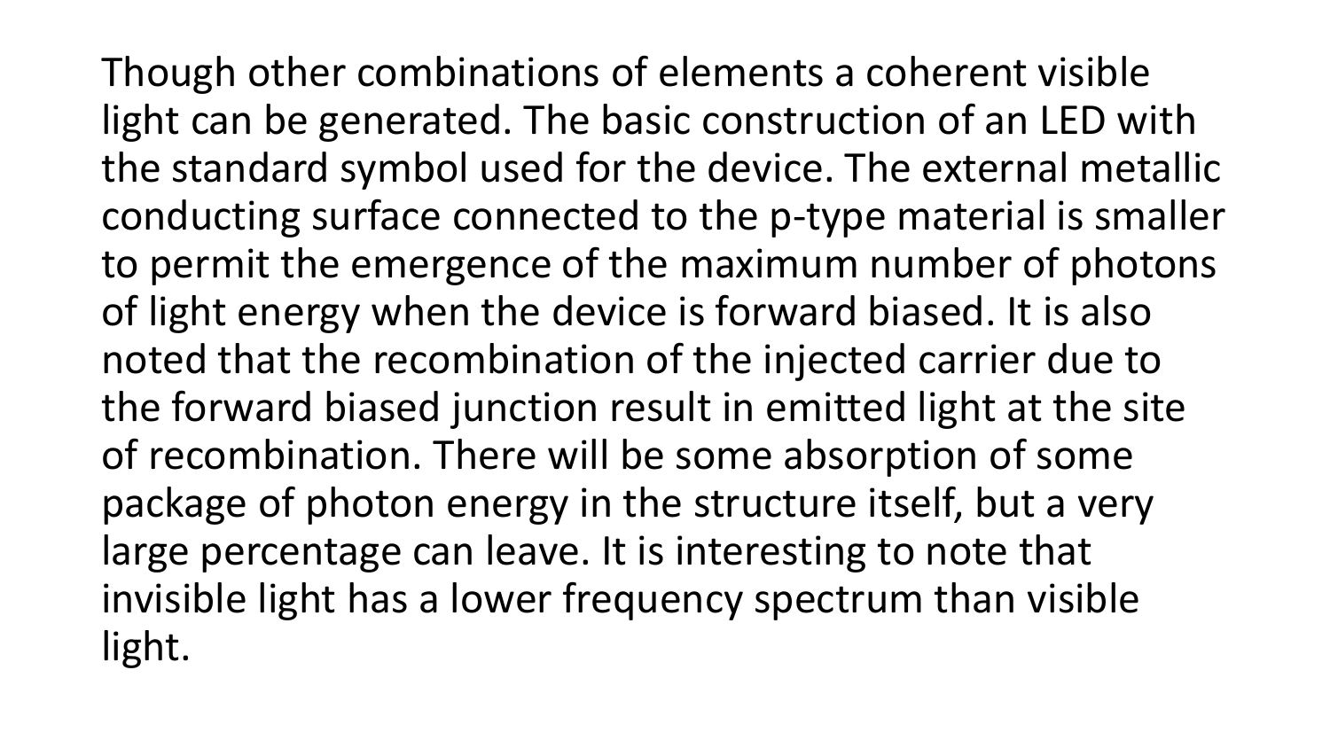Though other combinations of elements a coherent visible light can be generated. The basic construction of an LED with the standard symbol used for the device. The external metallic conducting surface connected to the p-type material is smaller to permit the emergence of the maximum number of photons of light energy when the device is forward biased. It is also noted that the recombination of the injected carrier due to the forward biased junction result in emitted light at the site of recombination. There will be some absorption of some package of photon energy in the structure itself, but a very large percentage can leave. It is interesting to note that invisible light has a lower frequency spectrum than visible light.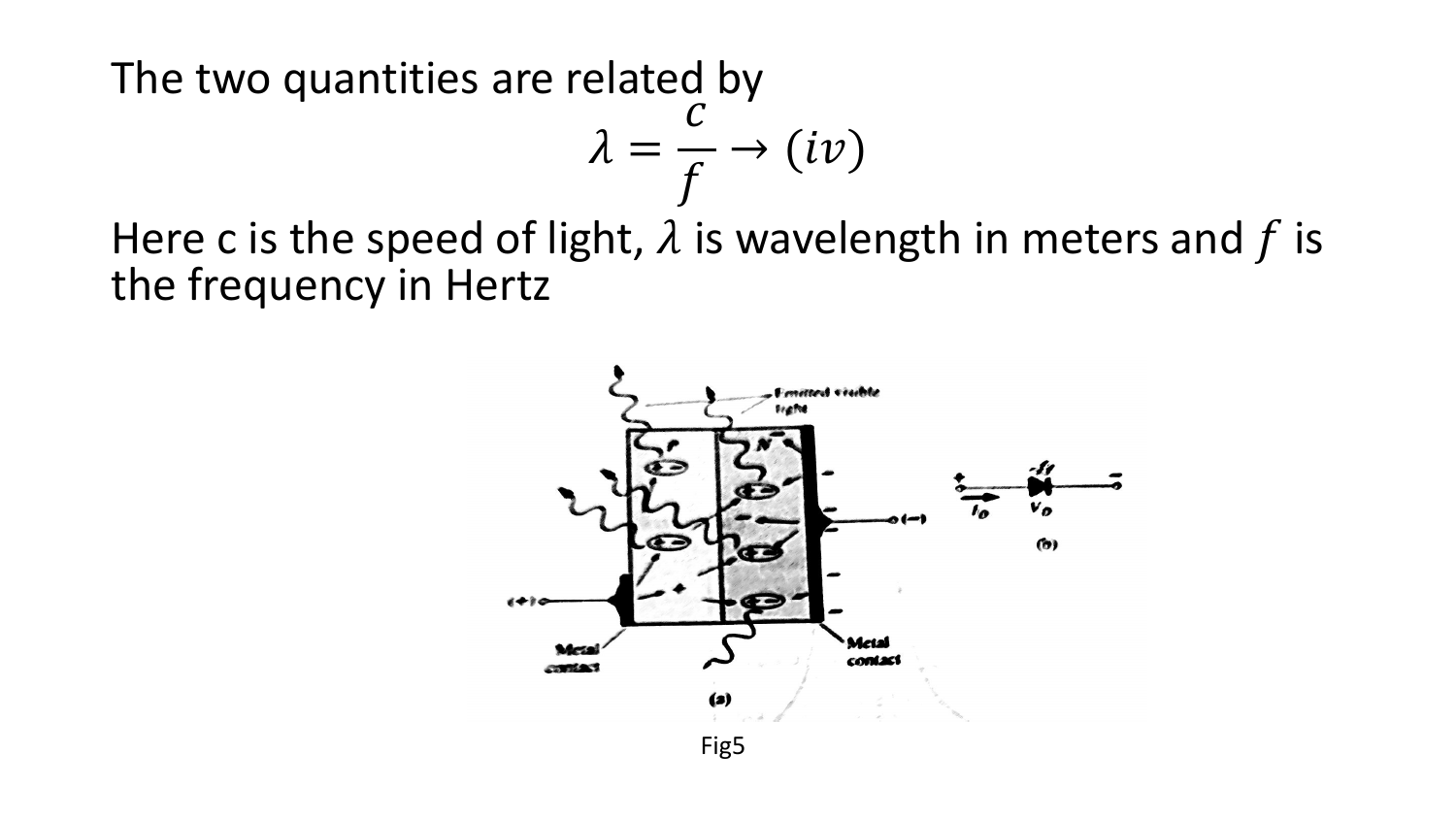The two quantities are related by

$$\lambda = \frac{c}{f} \rightarrow (iv)$$

Here c is the speed of light, $\lambda$ is wavelength in meters and $f$ is the frequency in Hertz

Fig5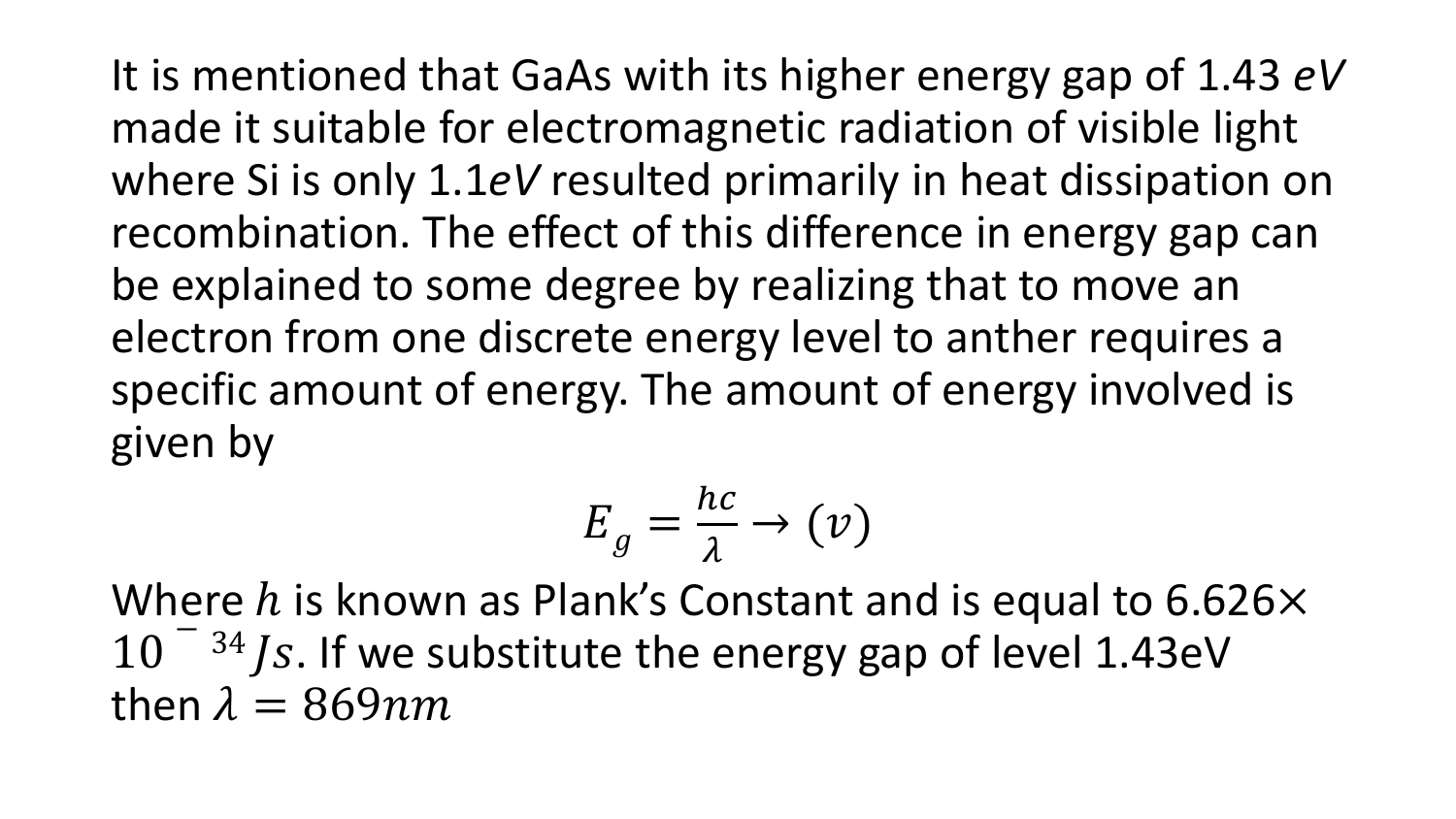It is mentioned that GaAs with its higher energy gap of 1.43 $eV$ made it suitable for electromagnetic radiation of visible light where Si is only 1.1$eV$ resulted primarily in heat dissipation on recombination. The effect of this difference in energy gap can be explained to some degree by realizing that to move an electron from one discrete energy level to anther requires a specific amount of energy. The amount of energy involved is given by

$$E_g = \frac{hc}{\lambda} \rightarrow (v)$$

Where $h$ is known as Plank's Constant and is equal to $6.626\times 10^{-34} Js$. If we substitute the energy gap of level 1.43eV then $\lambda = 869nm$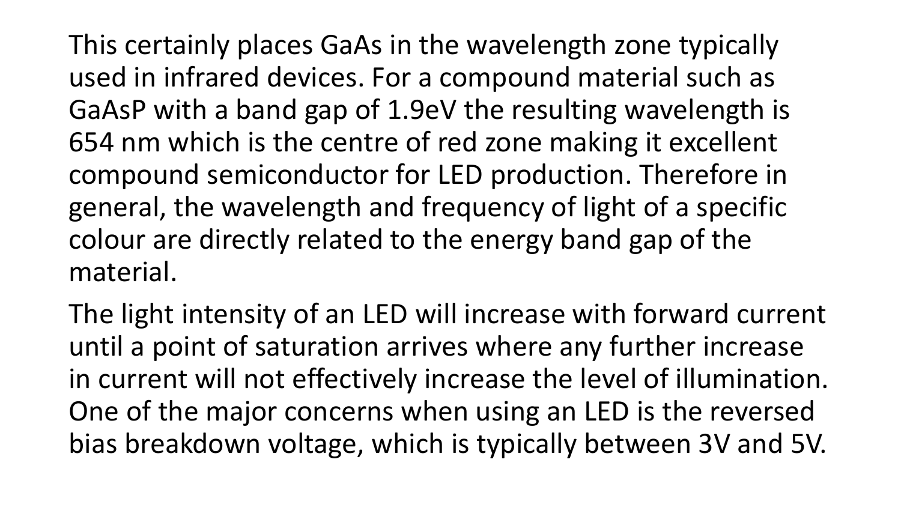This certainly places GaAs in the wavelength zone typically used in infrared devices. For a compound material such as GaAsP with a band gap of 1.9eV the resulting wavelength is 654 nm which is the centre of red zone making it excellent compound semiconductor for LED production. Therefore in general, the wavelength and frequency of light of a specific colour are directly related to the energy band gap of the material.

The light intensity of an LED will increase with forward current until a point of saturation arrives where any further increase in current will not effectively increase the level of illumination. One of the major concerns when using an LED is the reversed bias breakdown voltage, which is typically between 3V and 5V.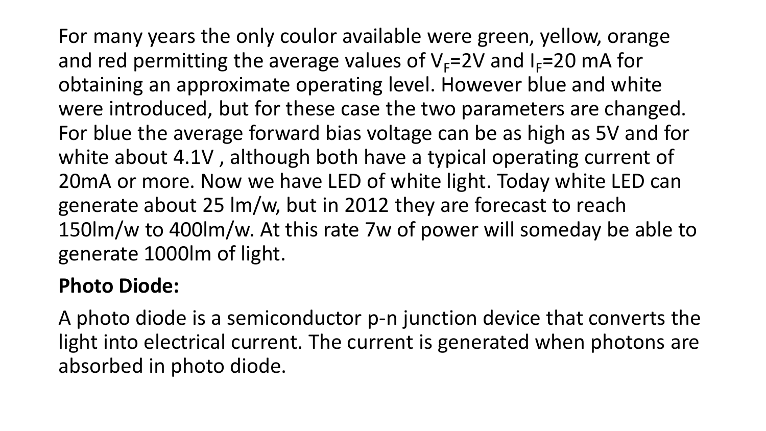For many years the only coulor available were green, yellow, orange and red permitting the average values of $V_F$=2V and $I_F$=20 mA for obtaining an approximate operating level. However blue and white were introduced, but for these case the two parameters are changed. For blue the average forward bias voltage can be as high as 5V and for white about 4.1V , although both have a typical operating current of 20mA or more. Now we have LED of white light. Today white LED can generate about 25 lm/w, but in 2012 they are forecast to reach 150lm/w to 400lm/w. At this rate 7w of power will someday be able to generate 1000lm of light.

**Photo Diode:**

A photo diode is a semiconductor p-n junction device that converts the light into electrical current. The current is generated when photons are absorbed in photo diode.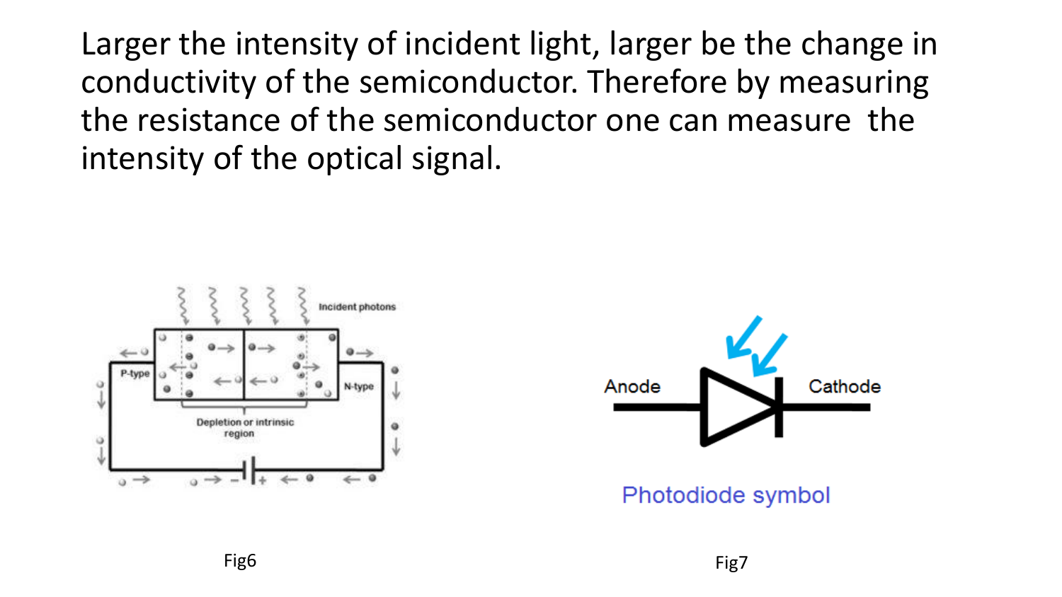Larger the intensity of incident light, larger be the change in conductivity of the semiconductor. Therefore by measuring the resistance of the semiconductor one can measure the intensity of the optical signal.

Fig6

Fig7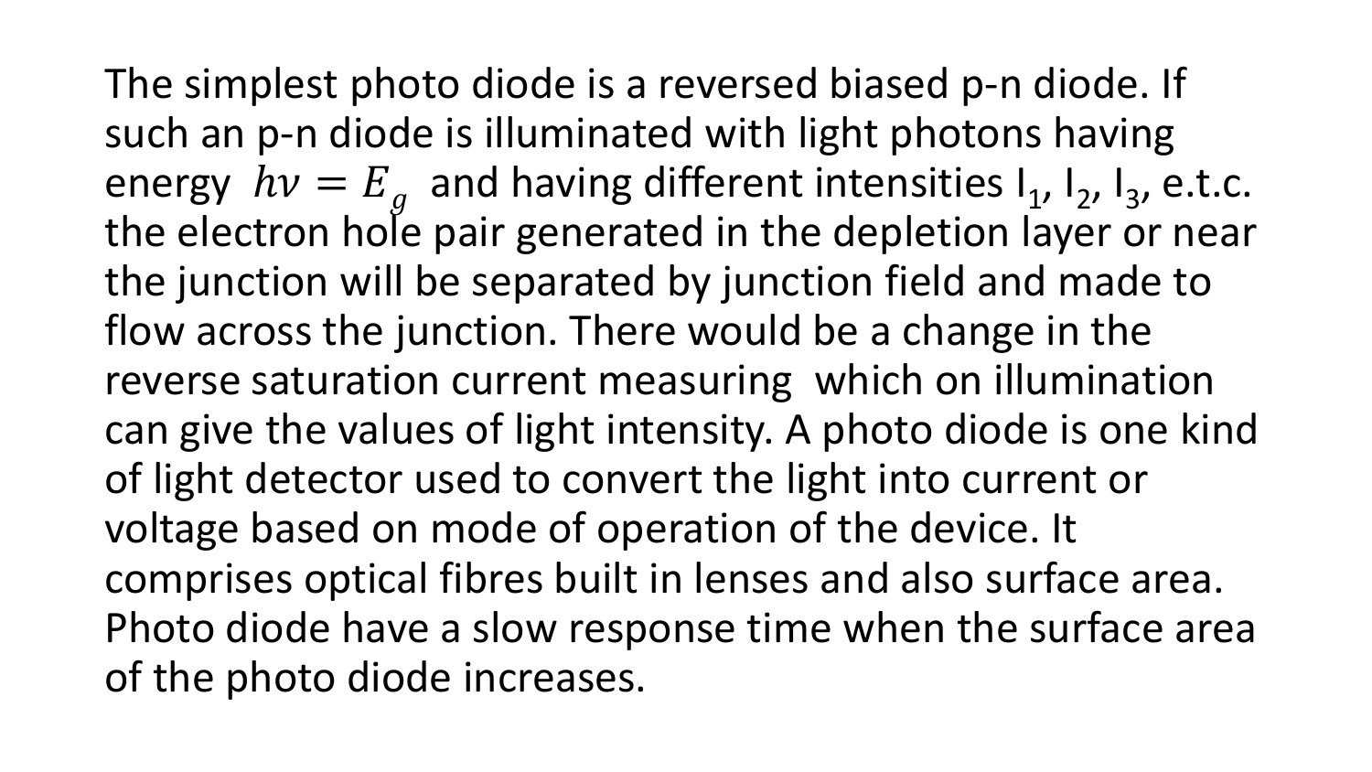The simplest photo diode is a reversed biased p-n diode. If such an p-n diode is illuminated with light photons having energy $h\nu = E_g$ and having different intensities $I_1$, $I_2$, $I_3$, e.t.c. the electron hole pair generated in the depletion layer or near the junction will be separated by junction field and made to flow across the junction. There would be a change in the reverse saturation current measuring which on illumination can give the values of light intensity. A photo diode is one kind of light detector used to convert the light into current or voltage based on mode of operation of the device. It comprises optical fibres built in lenses and also surface area. Photo diode have a slow response time when the surface area of the photo diode increases.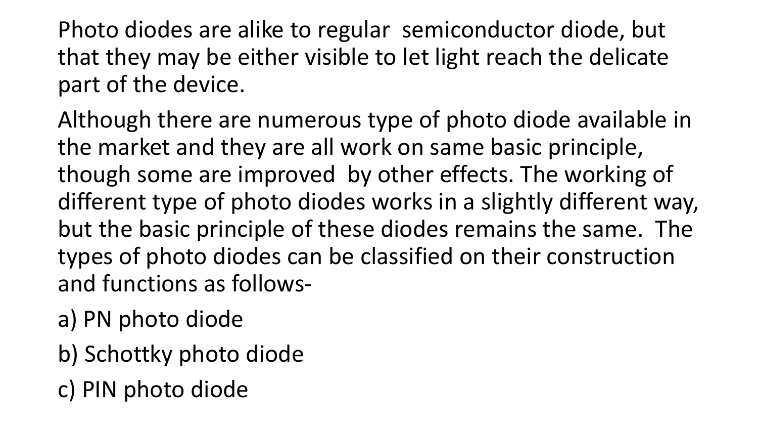Photo diodes are alike to regular semiconductor diode, but that they may be either visible to let light reach the delicate part of the device.

Although there are numerous type of photo diode available in the market and they are all work on same basic principle, though some are improved by other effects. The working of different type of photo diodes works in a slightly different way, but the basic principle of these diodes remains the same. The types of photo diodes can be classified on their construction and functions as follows-

a) PN photo diode

b) Schottky photo diode

c) PIN photo diode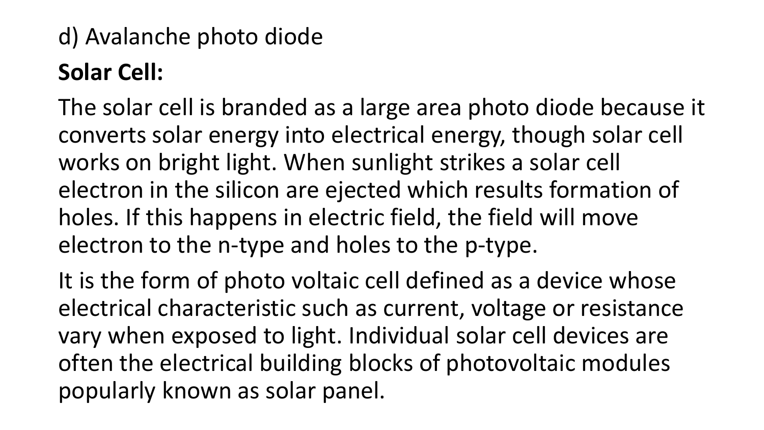d) Avalanche photo diode

**Solar Cell:**

The solar cell is branded as a large area photo diode because it converts solar energy into electrical energy, though solar cell works on bright light. When sunlight strikes a solar cell electron in the silicon are ejected which results formation of holes. If this happens in electric field, the field will move electron to the n-type and holes to the p-type.

It is the form of photo voltaic cell defined as a device whose electrical characteristic such as current, voltage or resistance vary when exposed to light. Individual solar cell devices are often the electrical building blocks of photovoltaic modules popularly known as solar panel.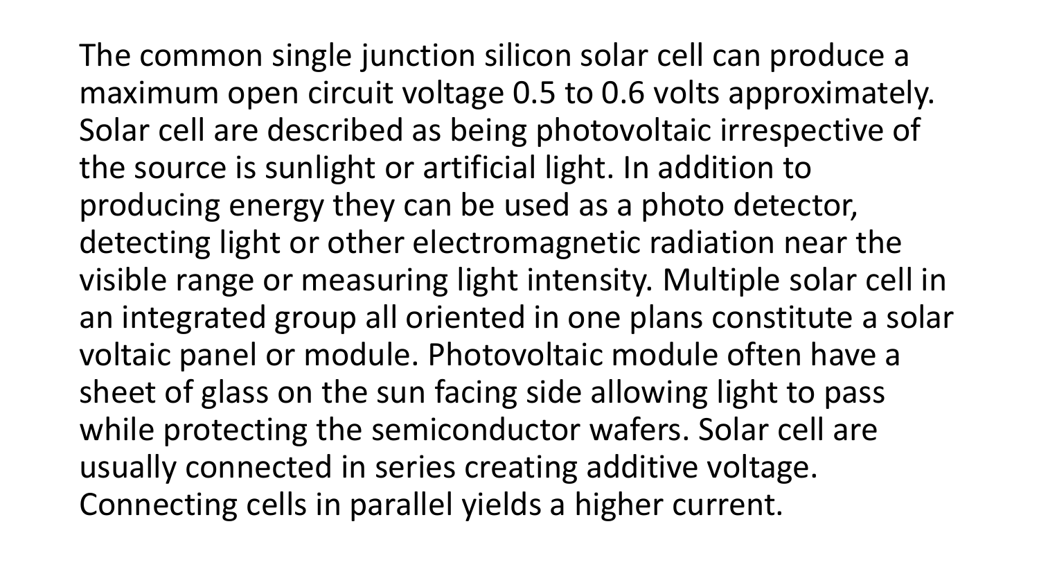The common single junction silicon solar cell can produce a maximum open circuit voltage 0.5 to 0.6 volts approximately. Solar cell are described as being photovoltaic irrespective of the source is sunlight or artificial light. In addition to producing energy they can be used as a photo detector, detecting light or other electromagnetic radiation near the visible range or measuring light intensity. Multiple solar cell in an integrated group all oriented in one plans constitute a solar voltaic panel or module. Photovoltaic module often have a sheet of glass on the sun facing side allowing light to pass while protecting the semiconductor wafers. Solar cell are usually connected in series creating additive voltage. Connecting cells in parallel yields a higher current.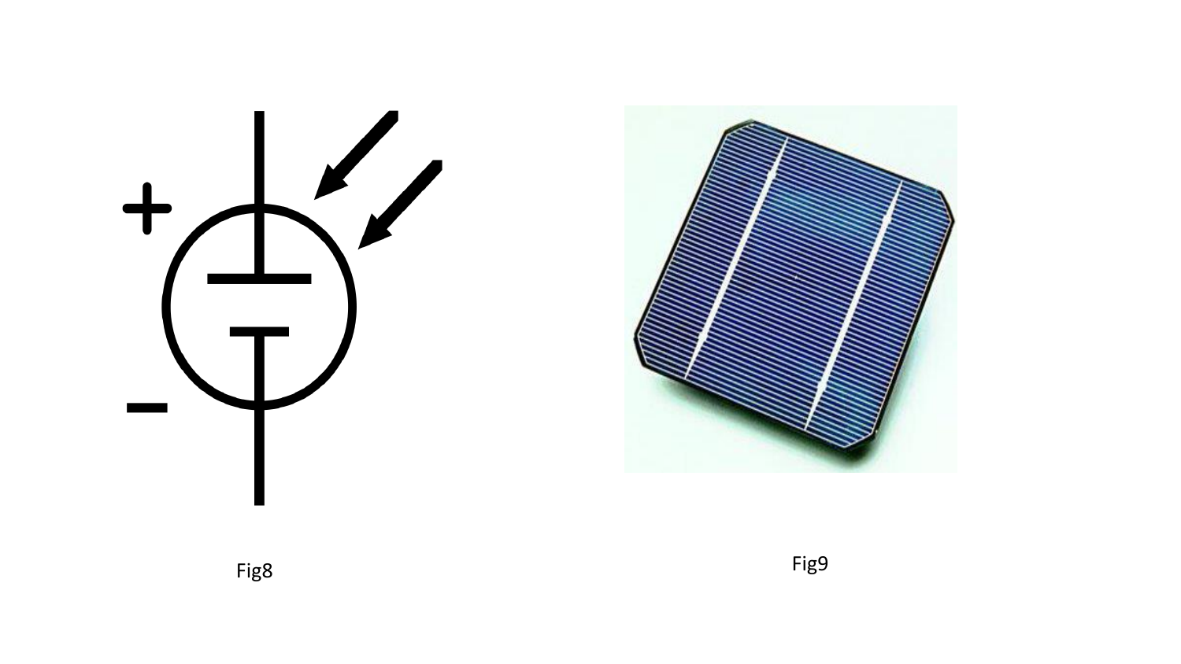Fig8

Fig9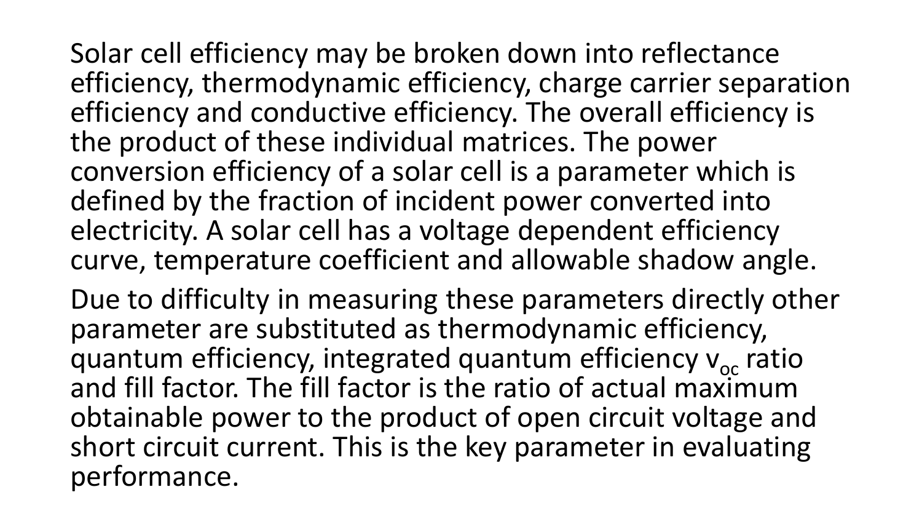Solar cell efficiency may be broken down into reflectance efficiency, thermodynamic efficiency, charge carrier separation efficiency and conductive efficiency. The overall efficiency is the product of these individual matrices. The power conversion efficiency of a solar cell is a parameter which is defined by the fraction of incident power converted into electricity. A solar cell has a voltage dependent efficiency curve, temperature coefficient and allowable shadow angle.

Due to difficulty in measuring these parameters directly other parameter are substituted as thermodynamic efficiency, quantum efficiency, integrated quantum efficiency $v_{oc}$ ratio and fill factor. The fill factor is the ratio of actual maximum obtainable power to the product of open circuit voltage and short circuit current. This is the key parameter in evaluating performance.